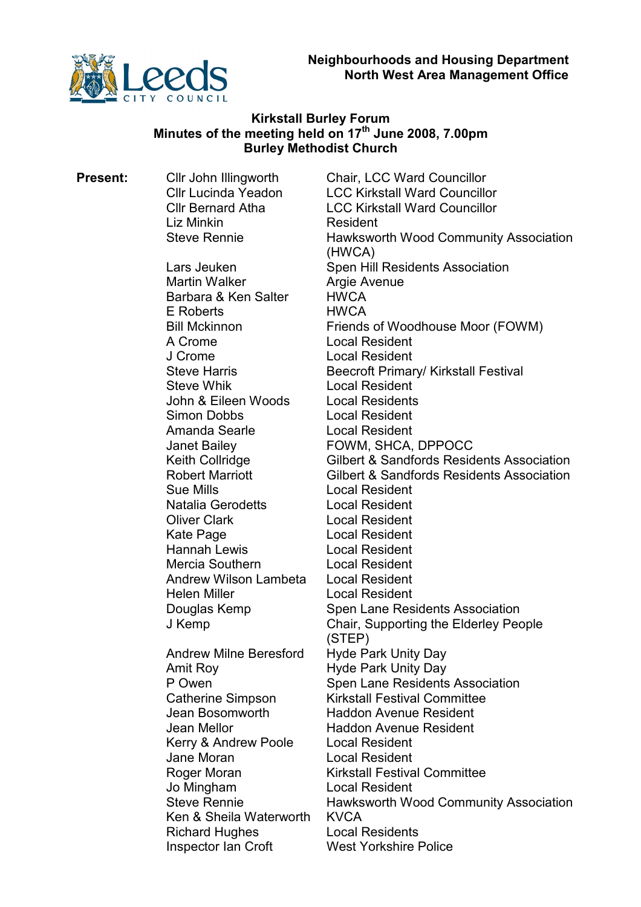**Neighbourhoods and Housing Department**
**North West Area Management Office**

# Kirkstall Burley Forum

## Minutes of the meeting held on 17th June 2008, 7.00pm

## Burley Methodist Church

**Present:**

| | |
|---|---|
| Cllr John Illingworth | Chair, LCC Ward Councillor |
| Cllr Lucinda Yeadon | LCC Kirkstall Ward Councillor |
| Cllr Bernard Atha | LCC Kirkstall Ward Councillor |
| Liz Minkin | Resident |
| Steve Rennie | Hawksworth Wood Community Association (HWCA) |
| Lars Jeuken | Spen Hill Residents Association |
| Martin Walker | Argie Avenue |
| Barbara & Ken Salter | HWCA |
| E Roberts | HWCA |
| Bill Mckinnon | Friends of Woodhouse Moor (FOWM) |
| A Crome | Local Resident |
| J Crome | Local Resident |
| Steve Harris | Beecroft Primary/ Kirkstall Festival |
| Steve Whik | Local Resident |
| John & Eileen Woods | Local Residents |
| Simon Dobbs | Local Resident |
| Amanda Searle | Local Resident |
| Janet Bailey | FOWM, SHCA, DPPOCC |
| Keith Collridge | Gilbert & Sandfords Residents Association |
| Robert Marriott | Gilbert & Sandfords Residents Association |
| Sue Mills | Local Resident |
| Natalia Gerodetts | Local Resident |
| Oliver Clark | Local Resident |
| Kate Page | Local Resident |
| Hannah Lewis | Local Resident |
| Mercia Southern | Local Resident |
| Andrew Wilson Lambeta | Local Resident |
| Helen Miller | Local Resident |
| Douglas Kemp | Spen Lane Residents Association |
| J Kemp | Chair, Supporting the Elderley People (STEP) |
| Andrew Milne Beresford | Hyde Park Unity Day |
| Amit Roy | Hyde Park Unity Day |
| P Owen | Spen Lane Residents Association |
| Catherine Simpson | Kirkstall Festival Committee |
| Jean Bosomworth | Haddon Avenue Resident |
| Jean Mellor | Haddon Avenue Resident |
| Kerry & Andrew Poole | Local Resident |
| Jane Moran | Local Resident |
| Roger Moran | Kirkstall Festival Committee |
| Jo Mingham | Local Resident |
| Steve Rennie | Hawksworth Wood Community Association |
| Ken & Sheila Waterworth | KVCA |
| Richard Hughes | Local Residents |
| Inspector Ian Croft | West Yorkshire Police |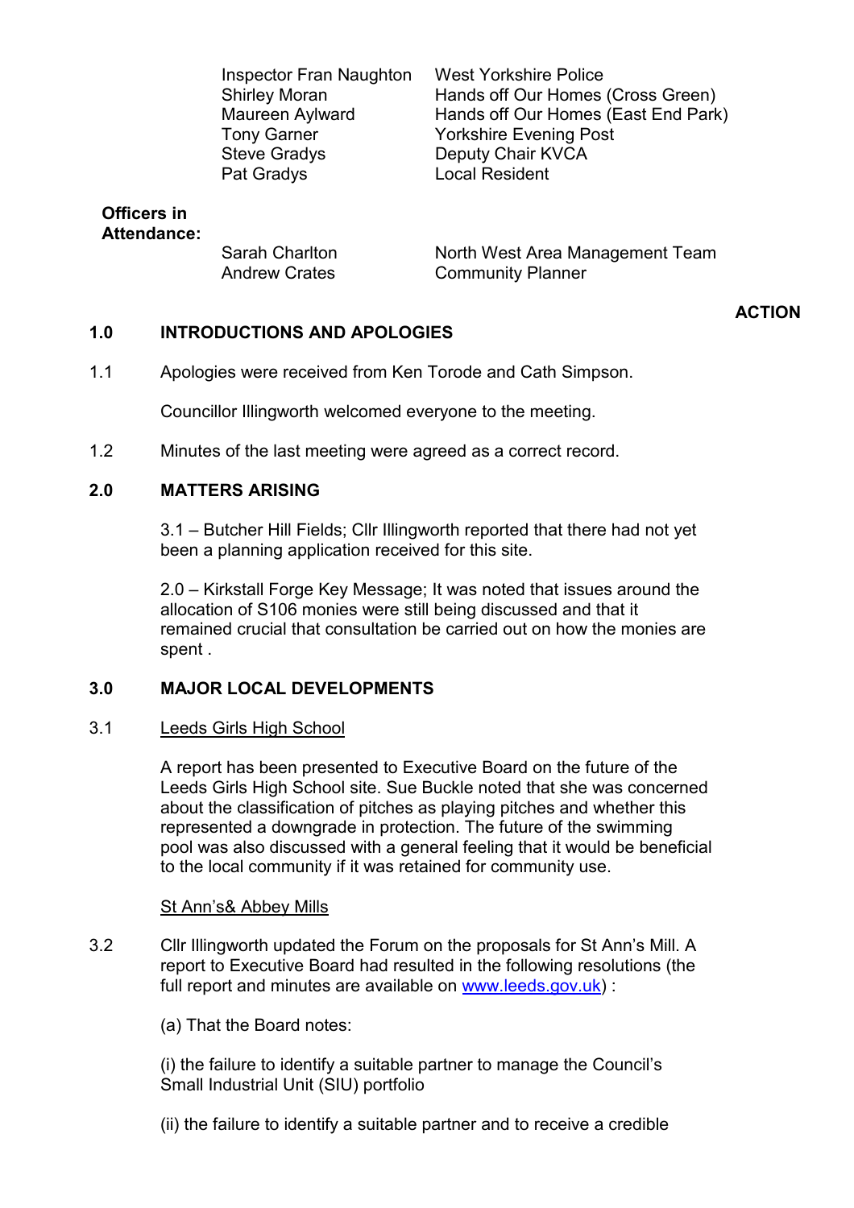| | |
|---|---|
| Inspector Fran Naughton | West Yorkshire Police |
| Shirley Moran | Hands off Our Homes (Cross Green) |
| Maureen Aylward | Hands off Our Homes (East End Park) |
| Tony Garner | Yorkshire Evening Post |
| Steve Gradys | Deputy Chair KVCA |
| Pat Gradys | Local Resident |

**Officers in Attendance:**

| | |
|---|---|
| Sarah Charlton | North West Area Management Team |
| Andrew Crates | Community Planner |

**ACTION**

## 1.0 INTRODUCTIONS AND APOLOGIES

1.1 Apologies were received from Ken Torode and Cath Simpson.

Councillor Illingworth welcomed everyone to the meeting.

1.2 Minutes of the last meeting were agreed as a correct record.

## 2.0 MATTERS ARISING

3.1 – Butcher Hill Fields; Cllr Illingworth reported that there had not yet been a planning application received for this site.

2.0 – Kirkstall Forge Key Message; It was noted that issues around the allocation of S106 monies were still being discussed and that it remained crucial that consultation be carried out on how the monies are spent .

## 3.0 MAJOR LOCAL DEVELOPMENTS

3.1 <u>Leeds Girls High School</u>

A report has been presented to Executive Board on the future of the Leeds Girls High School site. Sue Buckle noted that she was concerned about the classification of pitches as playing pitches and whether this represented a downgrade in protection. The future of the swimming pool was also discussed with a general feeling that it would be beneficial to the local community if it was retained for community use.

<u>St Ann's& Abbey Mills</u>

3.2 Cllr Illingworth updated the Forum on the proposals for St Ann's Mill. A report to Executive Board had resulted in the following resolutions (the full report and minutes are available on [www.leeds.gov.uk](http://www.leeds.gov.uk)) :

(a) That the Board notes:

(i) the failure to identify a suitable partner to manage the Council's Small Industrial Unit (SIU) portfolio

(ii) the failure to identify a suitable partner and to receive a credible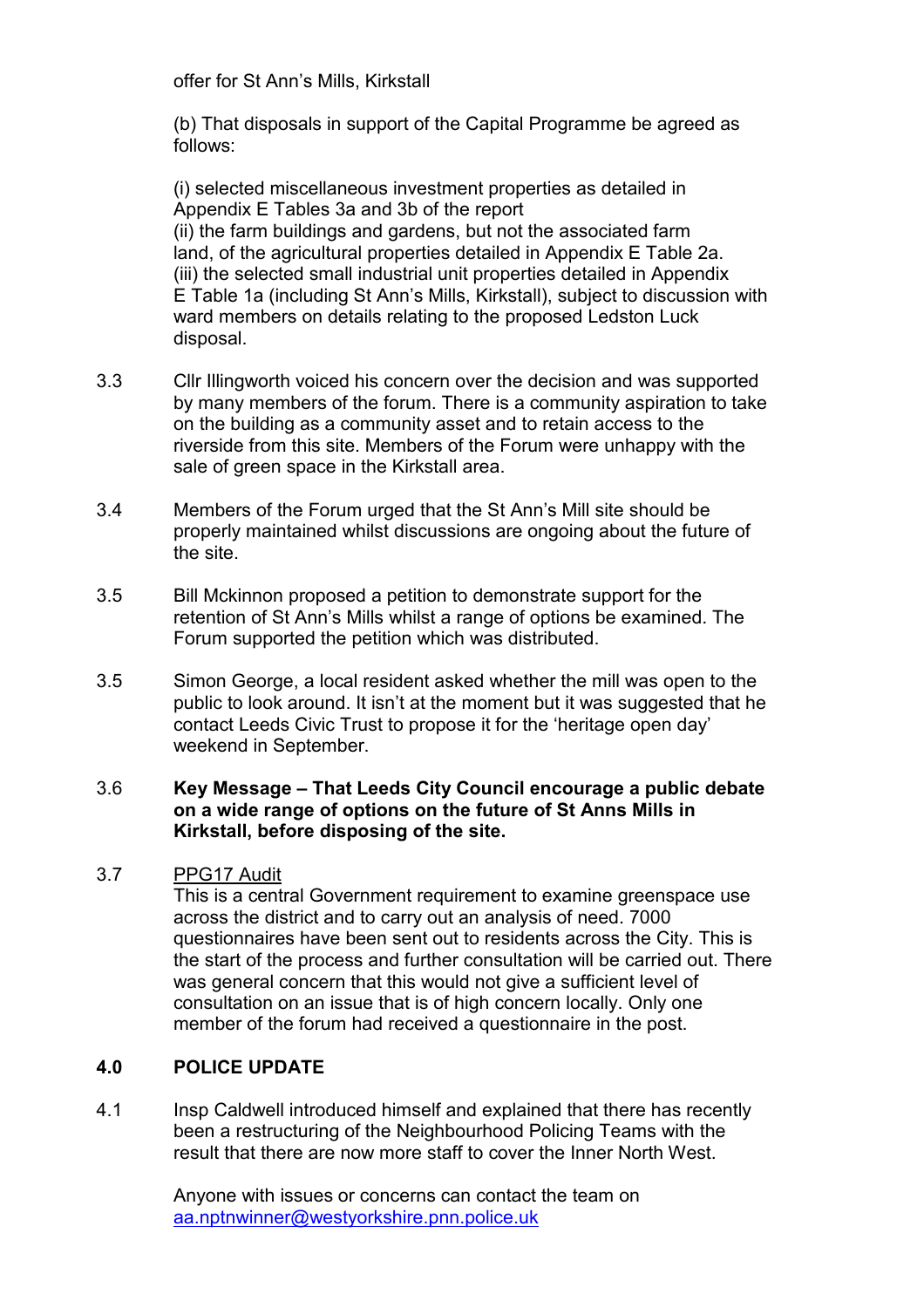offer for St Ann's Mills, Kirkstall

(b) That disposals in support of the Capital Programme be agreed as follows:

(i) selected miscellaneous investment properties as detailed in Appendix E Tables 3a and 3b of the report
(ii) the farm buildings and gardens, but not the associated farm land, of the agricultural properties detailed in Appendix E Table 2a.
(iii) the selected small industrial unit properties detailed in Appendix E Table 1a (including St Ann's Mills, Kirkstall), subject to discussion with ward members on details relating to the proposed Ledston Luck disposal.

3.3 Cllr Illingworth voiced his concern over the decision and was supported by many members of the forum. There is a community aspiration to take on the building as a community asset and to retain access to the riverside from this site. Members of the Forum were unhappy with the sale of green space in the Kirkstall area.

3.4 Members of the Forum urged that the St Ann's Mill site should be properly maintained whilst discussions are ongoing about the future of the site.

3.5 Bill Mckinnon proposed a petition to demonstrate support for the retention of St Ann's Mills whilst a range of options be examined. The Forum supported the petition which was distributed.

3.5 Simon George, a local resident asked whether the mill was open to the public to look around. It isn't at the moment but it was suggested that he contact Leeds Civic Trust to propose it for the 'heritage open day' weekend in September.

3.6 **Key Message – That Leeds City Council encourage a public debate on a wide range of options on the future of St Anns Mills in Kirkstall, before disposing of the site.**

3.7 PPG17 Audit
This is a central Government requirement to examine greenspace use across the district and to carry out an analysis of need. 7000 questionnaires have been sent out to residents across the City. This is the start of the process and further consultation will be carried out. There was general concern that this would not give a sufficient level of consultation on an issue that is of high concern locally. Only one member of the forum had received a questionnaire in the post.

## 4.0 POLICE UPDATE

4.1 Insp Caldwell introduced himself and explained that there has recently been a restructuring of the Neighbourhood Policing Teams with the result that there are now more staff to cover the Inner North West.

Anyone with issues or concerns can contact the team on aa.nptnwinner@westyorkshire.pnn.police.uk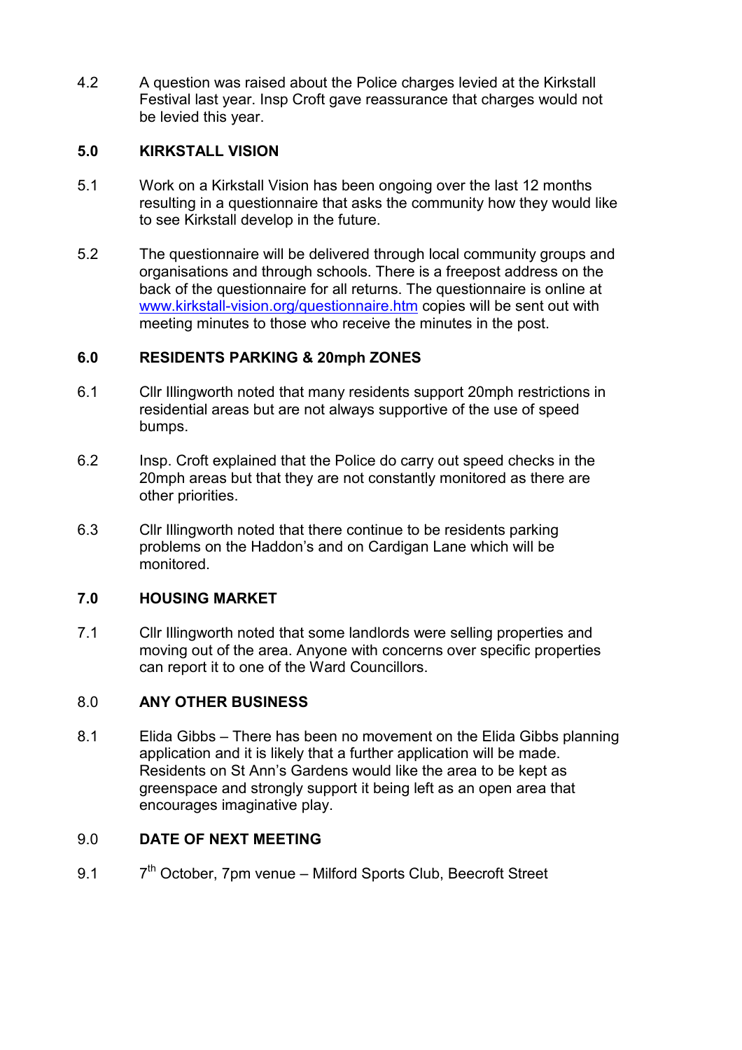4.2 A question was raised about the Police charges levied at the Kirkstall Festival last year. Insp Croft gave reassurance that charges would not be levied this year.

**5.0 KIRKSTALL VISION**

5.1 Work on a Kirkstall Vision has been ongoing over the last 12 months resulting in a questionnaire that asks the community how they would like to see Kirkstall develop in the future.

5.2 The questionnaire will be delivered through local community groups and organisations and through schools. There is a freepost address on the back of the questionnaire for all returns. The questionnaire is online at www.kirkstall-vision.org/questionnaire.htm copies will be sent out with meeting minutes to those who receive the minutes in the post.

**6.0 RESIDENTS PARKING & 20mph ZONES**

6.1 Cllr Illingworth noted that many residents support 20mph restrictions in residential areas but are not always supportive of the use of speed bumps.

6.2 Insp. Croft explained that the Police do carry out speed checks in the 20mph areas but that they are not constantly monitored as there are other priorities.

6.3 Cllr Illingworth noted that there continue to be residents parking problems on the Haddon's and on Cardigan Lane which will be monitored.

**7.0 HOUSING MARKET**

7.1 Cllr Illingworth noted that some landlords were selling properties and moving out of the area. Anyone with concerns over specific properties can report it to one of the Ward Councillors.

8.0 **ANY OTHER BUSINESS**

8.1 Elida Gibbs – There has been no movement on the Elida Gibbs planning application and it is likely that a further application will be made. Residents on St Ann's Gardens would like the area to be kept as greenspace and strongly support it being left as an open area that encourages imaginative play.

9.0 **DATE OF NEXT MEETING**

9.1 7th October, 7pm venue – Milford Sports Club, Beecroft Street